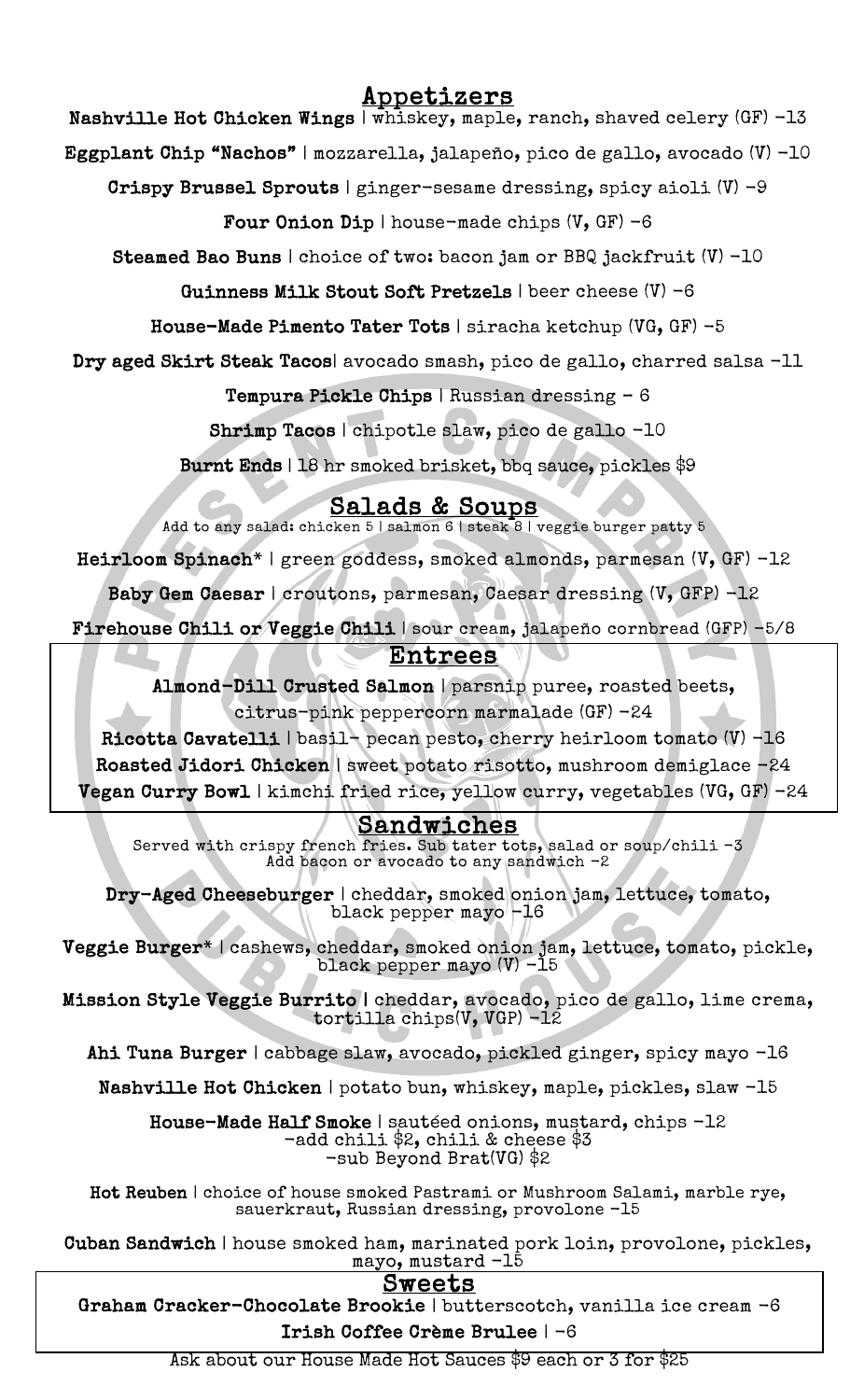## Appetizers

**Nashville Hot Chicken Wings** | whiskey, maple, ranch, shaved celery (GF) -13

**Eggplant Chip "Nachos"** | mozzarella, jalapeño, pico de gallo, avocado (V) -10

**Crispy Brussel Sprouts** | ginger-sesame dressing, spicy aioli (V) -9

**Four Onion Dip** | house-made chips (V, GF) -6

**Steamed Bao Buns** | choice of two: bacon jam or BBQ jackfruit (V) -10

**Guinness Milk Stout Soft Pretzels** | beer cheese (V) -6

**House-Made Pimento Tater Tots** | siracha ketchup (VG, GF) -5

**Dry aged Skirt Steak Tacos**| avocado smash, pico de gallo, charred salsa -11

**Tempura Pickle Chips** | Russian dressing - 6

**Shrimp Tacos** | chipotle slaw, pico de gallo -10

**Burnt Ends** | 18 hr smoked brisket, bbq sauce, pickles $9

## Salads & Soups

Add to any salad: chicken 5 | salmon 6 | steak 8 | veggie burger patty 5

**Heirloom Spinach*** | green goddess, smoked almonds, parmesan (V, GF) -12

**Baby Gem Caesar** | croutons, parmesan, Caesar dressing (V, GFP) -12

**Firehouse Chili or Veggie Chili** | sour cream, jalapeño cornbread (GFP) -5/8

## Entrees

**Almond-Dill Crusted Salmon** | parsnip puree, roasted beets, citrus-pink peppercorn marmalade (GF) -24

**Ricotta Cavatelli** | basil- pecan pesto, cherry heirloom tomato (V) -16

**Roasted Jidori Chicken** | sweet potato risotto, mushroom demiglace -24

**Vegan Curry Bowl** | kimchi fried rice, yellow curry, vegetables (VG, GF) -24

## Sandwiches

Served with crispy french fries. Sub tater tots, salad or soup/chili -3
Add bacon or avocado to any sandwich -2

**Dry-Aged Cheeseburger** | cheddar, smoked onion jam, lettuce, tomato, black pepper mayo -16

**Veggie Burger*** | cashews, cheddar, smoked onion jam, lettuce, tomato, pickle, black pepper mayo (V) -15

**Mission Style Veggie Burrito** | cheddar, avocado, pico de gallo, lime crema, tortilla chips(V, VGP) -12

**Ahi Tuna Burger** | cabbage slaw, avocado, pickled ginger, spicy mayo -16

**Nashville Hot Chicken** | potato bun, whiskey, maple, pickles, slaw -15

**House-Made Half Smoke** | sautéed onions, mustard, chips -12
-add chili $2, chili & cheese $3
-sub Beyond Brat(VG) $2

**Hot Reuben** | choice of house smoked Pastrami or Mushroom Salami, marble rye, sauerkraut, Russian dressing, provolone -15

**Cuban Sandwich** | house smoked ham, marinated pork loin, provolone, pickles, mayo, mustard -15

## Sweets

**Graham Cracker-Chocolate Brookie** | butterscotch, vanilla ice cream -6

**Irish Coffee Crème Brulee** | -6

Ask about our House Made Hot Sauces $9 each or 3 for $25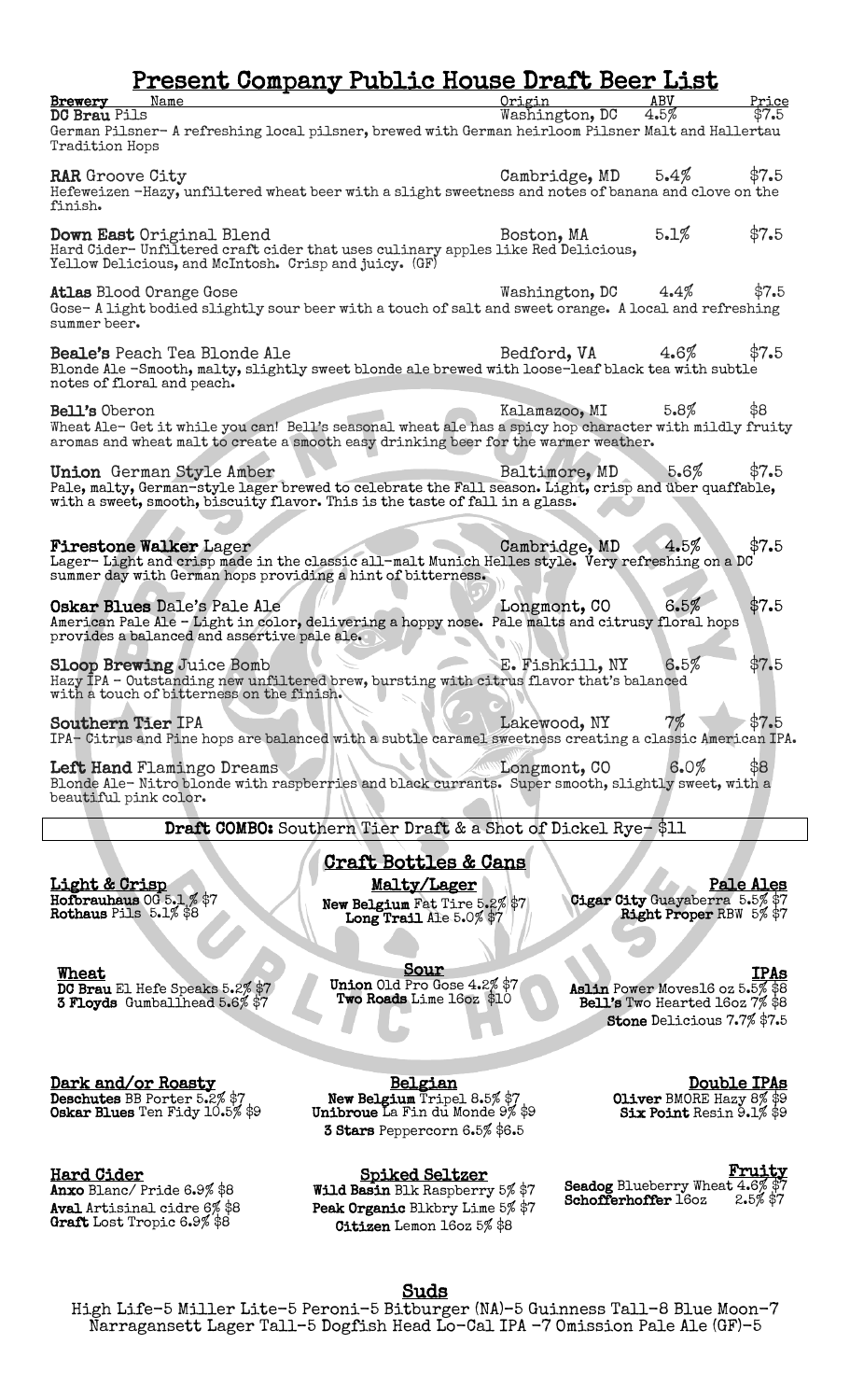# Present Company Public House Draft Beer List

| Brewery Name | Origin | ABV | Price |
|---|---|---|---|
| **DC Brau** Pils | Washington, DC | 4.5% | $7.5 |

German Pilsner- A refreshing local pilsner, brewed with German heirloom Pilsner Malt and Hallertau Tradition Hops

| | | | |
|---|---|---|---|
| **RAR** Groove City | Cambridge, MD | 5.4% | $7.5 |

Hefeweizen -Hazy, unfiltered wheat beer with a slight sweetness and notes of banana and clove on the finish.

| | | | |
|---|---|---|---|
| **Down East** Original Blend | Boston, MA | 5.1% | $7.5 |

Hard Cider- Unfiltered craft cider that uses culinary apples like Red Delicious, Yellow Delicious, and McIntosh. Crisp and juicy. (GF)

| | | | |
|---|---|---|---|
| **Atlas** Blood Orange Gose | Washington, DC | 4.4% | $7.5 |

Gose- A light bodied slightly sour beer with a touch of salt and sweet orange. A local and refreshing summer beer.

| | | | |
|---|---|---|---|
| **Beale's** Peach Tea Blonde Ale | Bedford, VA | 4.6% | $7.5 |

Blonde Ale -Smooth, malty, slightly sweet blonde ale brewed with loose-leaf black tea with subtle notes of floral and peach.

| | | | |
|---|---|---|---|
| **Bell's** Oberon | Kalamazoo, MI | 5.8% | $8 |

Wheat Ale- Get it while you can! Bell's seasonal wheat ale has a spicy hop character with mildly fruity aromas and wheat malt to create a smooth easy drinking beer for the warmer weather.

| | | | |
|---|---|---|---|
| **Union** German Style Amber | Baltimore, MD | 5.6% | $7.5 |

Pale, malty, German-style lager brewed to celebrate the Fall season. Light, crisp and über quaffable, with a sweet, smooth, biscuity flavor. This is the taste of fall in a glass.

| | | | |
|---|---|---|---|
| **Firestone Walker** Lager | Cambridge, MD | 4.5% | $7.5 |

Lager- Light and crisp made in the classic all-malt Munich Helles style. Very refreshing on a DC summer day with German hops providing a hint of bitterness.

| | | | |
|---|---|---|---|
| **Oskar Blues** Dale's Pale Ale | Longmont, CO | 6.5% | $7.5 |

American Pale Ale - Light in color, delivering a hoppy nose. Pale malts and citrusy floral hops provides a balanced and assertive pale ale.

| | | | |
|---|---|---|---|
| **Sloop Brewing** Juice Bomb | E. Fishkill, NY | 6.5% | $7.5 |

Hazy IPA - Outstanding new unfiltered brew, bursting with citrus flavor that's balanced with a touch of bitterness on the finish.

| | | | |
|---|---|---|---|
| **Southern Tier** IPA | Lakewood, NY | 7% | $7.5 |

IPA- Citrus and Pine hops are balanced with a subtle caramel sweetness creating a classic American IPA.

| | | | |
|---|---|---|---|
| **Left Hand** Flamingo Dreams | Longmont, CO | 6.0% | $8 |

Blonde Ale- Nitro blonde with raspberries and black currants. Super smooth, slightly sweet, with a beautiful pink color.

**Draft COMBO:** Southern Tier Draft & a Shot of Dickel Rye- $11

## Craft Bottles & Cans

**Light & Crisp**
- **Hofbrauhaus** OG 5.1% $7
- **Rothaus** Pils 5.1% $8

**Malty/Lager**
- **New Belgium** Fat Tire 5.2% $7
- **Long Trail** Ale 5.0% $7

**Pale Ales**
- **Cigar City** Guayaberra 5.5% $7
- **Right Proper** RBW 5% $7

**Wheat**
- **DC Brau** El Hefe Speaks 5.2% $7
- **3 Floyds** Gumballhead 5.6% $7

**Sour**
- **Union** Old Pro Gose 4.2% $7
- **Two Roads** Lime 16oz $10

**IPAs**
- **Aslin** Power Moves16 oz 5.5% $8
- **Bell's** Two Hearted 16oz 7% $8
- **Stone** Delicious 7.7% $7.5

**Dark and/or Roasty**
- **Deschutes** BB Porter 5.2% $7
- **Oskar Blues** Ten Fidy 10.5% $9

**Belgian**
- **New Belgium** Tripel 8.5% $7
- **Unibroue** La Fin du Monde 9% $9
- **3 Stars** Peppercorn 6.5% $6.5

**Double IPAs**
- **Oliver** BMORE Hazy 8% $9
- **Six Point** Resin 9.1% $9

**Hard Cider**
- **Anxo** Blanc/ Pride 6.9% $8
- **Aval** Artisinal cidre 6% $8
- **Graft** Lost Tropic 6.9% $8

**Spiked Seltzer**
- **Wild Basin** Blk Raspberry 5% $7
- **Peak Organic** Blkbry Lime 5% $7
- **Citizen** Lemon 16oz 5% $8

**Fruity**
- **Seadog** Blueberry Wheat 4.6% $7
- **Schofferhoffer** 16oz 2.5% $7

## Suds

High Life-5 Miller Lite-5 Peroni-5 Bitburger (NA)-5 Guinness Tall-8 Blue Moon-7 Narragansett Lager Tall-5 Dogfish Head Lo-Cal IPA -7 Omission Pale Ale (GF)-5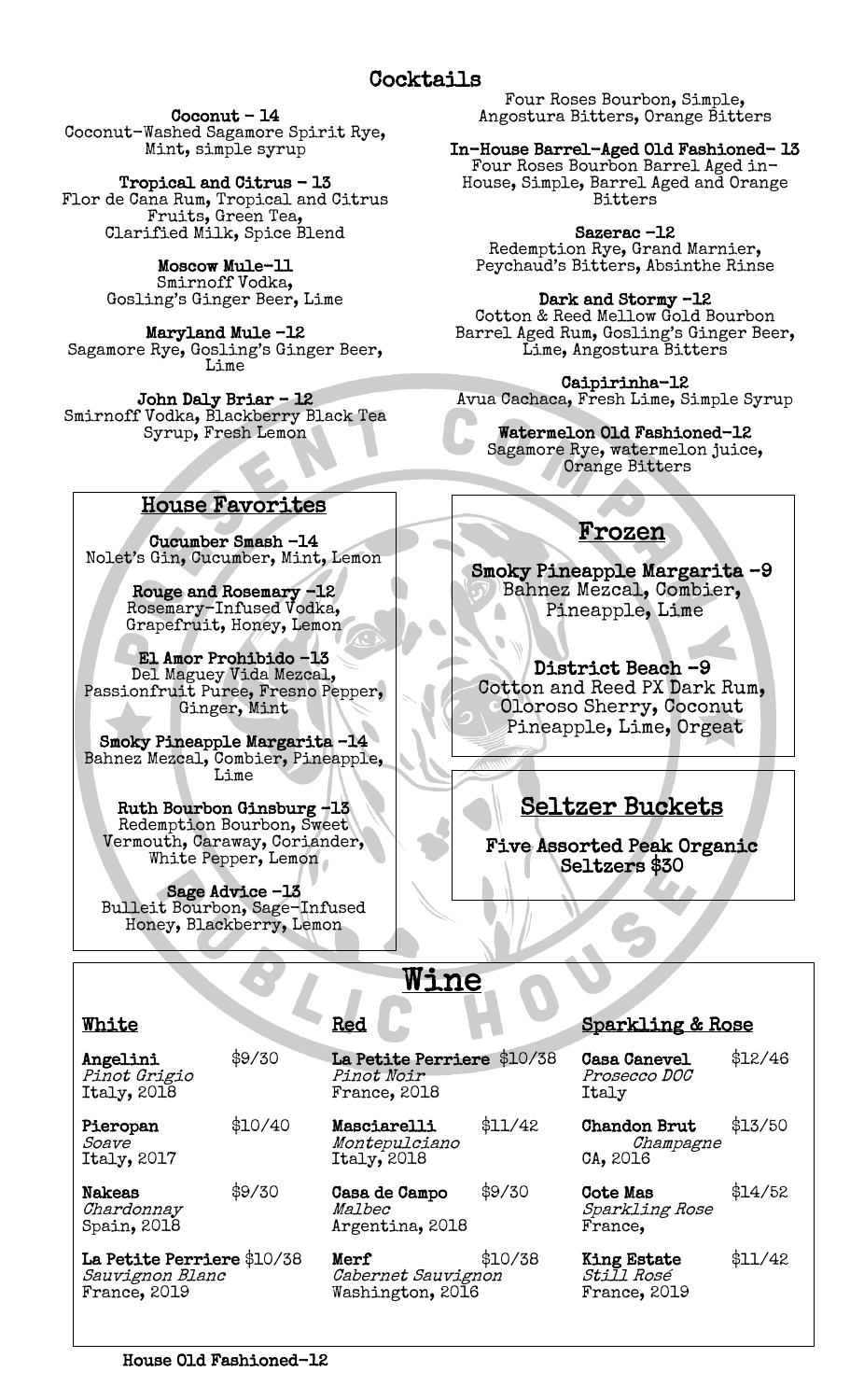# Cocktails

**Coconut - 14**
Coconut-Washed Sagamore Spirit Rye, Mint, simple syrup

**Tropical and Citrus - 13**
Flor de Cana Rum, Tropical and Citrus Fruits, Green Tea, Clarified Milk, Spice Blend

**Moscow Mule-11**
Smirnoff Vodka, Gosling's Ginger Beer, Lime

**Maryland Mule -12**
Sagamore Rye, Gosling's Ginger Beer, Lime

**John Daly Briar - 12**
Smirnoff Vodka, Blackberry Black Tea Syrup, Fresh Lemon

Four Roses Bourbon, Simple, Angostura Bitters, Orange Bitters

**In-House Barrel-Aged Old Fashioned- 13**
Four Roses Bourbon Barrel Aged in-House, Simple, Barrel Aged and Orange Bitters

**Sazerac -12**
Redemption Rye, Grand Marnier, Peychaud's Bitters, Absinthe Rinse

**Dark and Stormy -12**
Cotton & Reed Mellow Gold Bourbon Barrel Aged Rum, Gosling's Ginger Beer, Lime, Angostura Bitters

**Caipirinha-12**
Avua Cachaca, Fresh Lime, Simple Syrup

**Watermelon Old Fashioned-12**
Sagamore Rye, watermelon juice, Orange Bitters

## House Favorites

**Cucumber Smash -14**
Nolet's Gin, Cucumber, Mint, Lemon

**Rouge and Rosemary -12**
Rosemary-Infused Vodka, Grapefruit, Honey, Lemon

**El Amor Prohibido -13**
Del Maguey Vida Mezcal, Passionfruit Puree, Fresno Pepper, Ginger, Mint

**Smoky Pineapple Margarita -14**
Bahnez Mezcal, Combier, Pineapple, Lime

**Ruth Bourbon Ginsburg -13**
Redemption Bourbon, Sweet Vermouth, Caraway, Coriander, White Pepper, Lemon

**Sage Advice -13**
Bulleit Bourbon, Sage-Infused Honey, Blackberry, Lemon

## Frozen

**Smoky Pineapple Margarita -9**
Bahnez Mezcal, Combier, Pineapple, Lime

**District Beach -9**
Cotton and Reed PX Dark Rum, Oloroso Sherry, Coconut Pineapple, Lime, Orgeat

## Seltzer Buckets

**Five Assorted Peak Organic Seltzers $30**

# Wine

## White

**Angelini** $9/30
*Pinot Grigio*
Italy, 2018

**Pieropan** $10/40
*Soave*
Italy, 2017

**Nakeas** $9/30
*Chardonnay*
Spain, 2018

**La Petite Perriere** $10/38
*Sauvignon Blanc*
France, 2019

## Red

**La Petite Perriere** $10/38
*Pinot Noir*
France, 2018

**Masciarelli** $11/42
*Montepulciano*
Italy, 2018

**Casa de Campo** $9/30
*Malbec*
Argentina, 2018

**Merf** $10/38
*Cabernet Sauvignon*
Washington, 2016

## Sparkling & Rose

**Casa Canevel** $12/46
*Prosecco DOC*
Italy

**Chandon Brut** $13/50
*Champagne*
CA, 2016

**Cote Mas** $14/52
*Sparkling Rose*
France,

**King Estate** $11/42
*Still Rosé*
France, 2019

**House Old Fashioned-12**